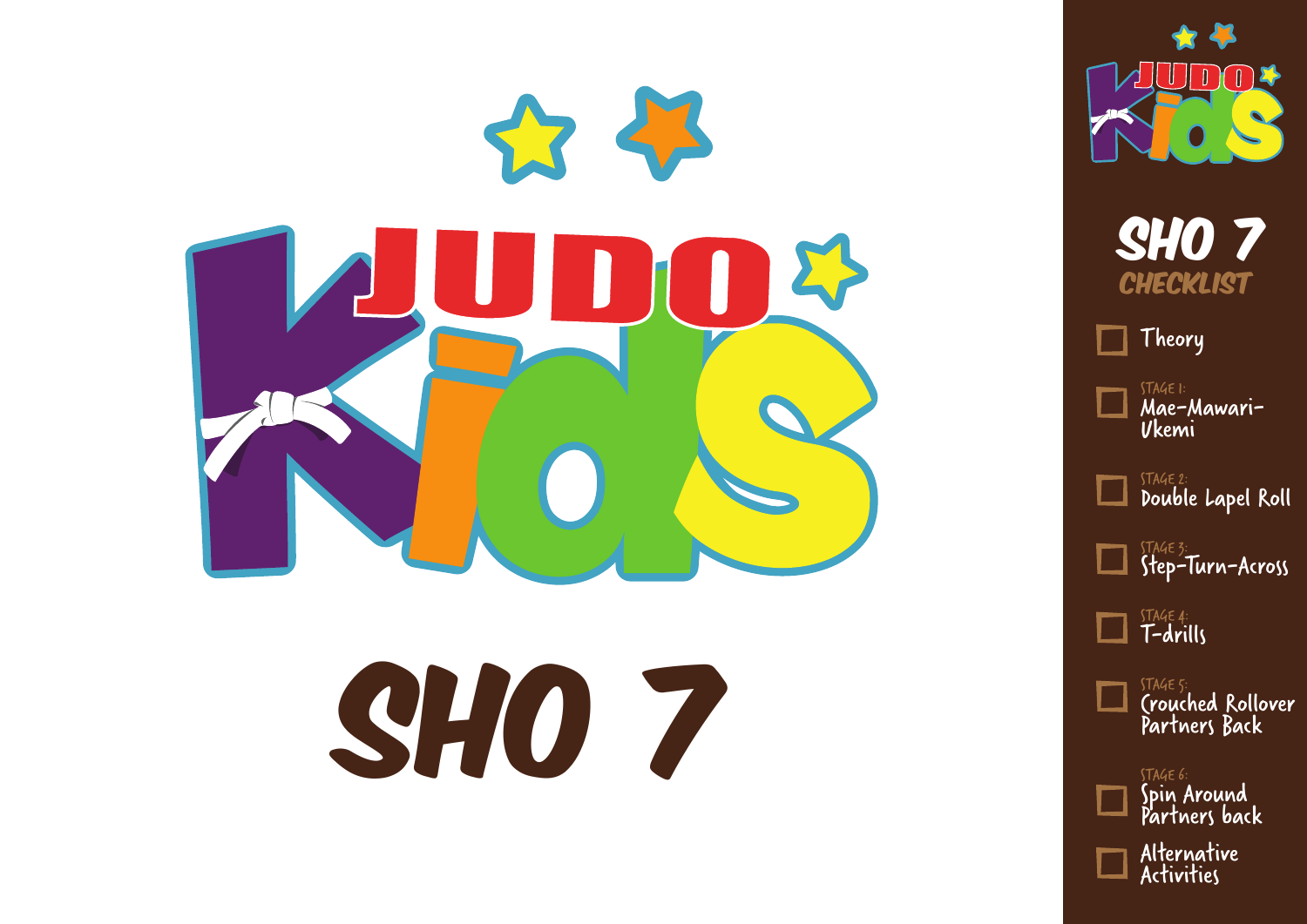# JUDO Kids

# SHO 7

## SHO 7 CHECKLIST

- [ ] Theory
- [ ] STAGE 1: Mae-Mawari-Ukemi
- [ ] STAGE 2: Double Lapel Roll
- [ ] STAGE 3: Step-Turn-Across
- [ ] STAGE 4: T-drills
- [ ] STAGE 5: Crouched Rollover Partners Back
- [ ] STAGE 6: Spin Around Partners back
- [ ] Alternative Activities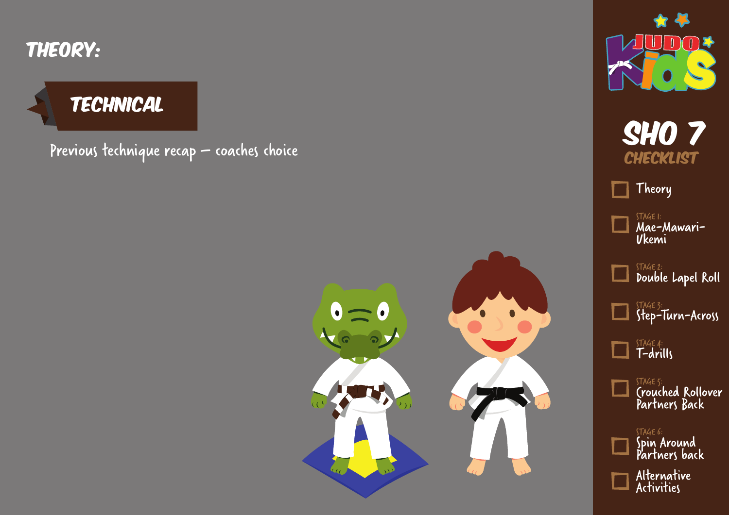# THEORY:

## TECHNICAL

Previous technique recap – coaches choice

# SHO 7

## CHECKLIST

- [ ] Theory
- [ ] STAGE 1: Mae-Mawari-Ukemi
- [ ] STAGE 2: Double Lapel Roll
- [ ] STAGE 3: Step-Turn-Across
- [ ] STAGE 4: T-drills
- [ ] STAGE 5: Crouched Rollover Partners Back
- [ ] STAGE 6: Spin Around Partners back
- [ ] Alternative Activities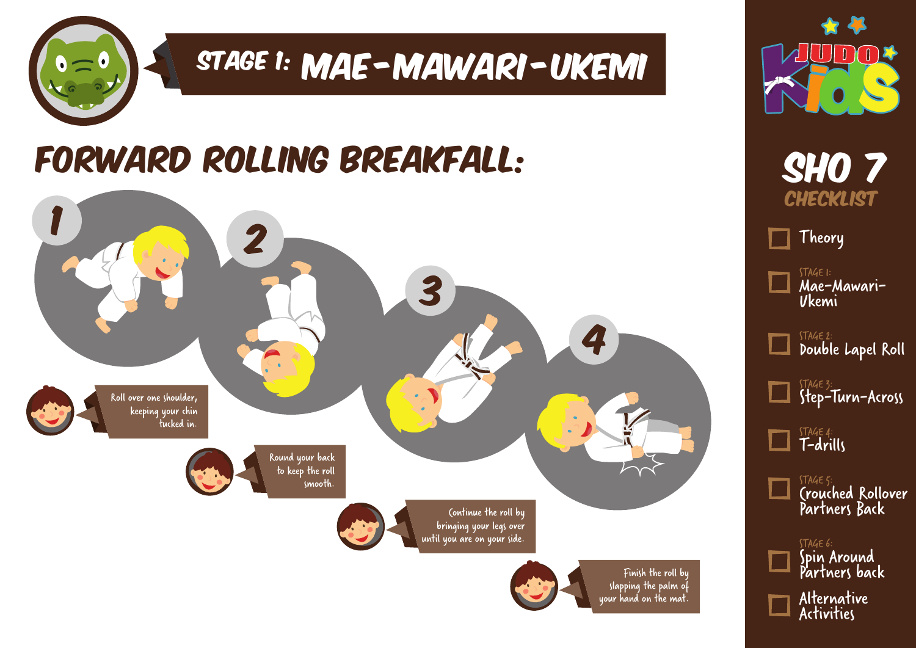# STAGE 1: MAE-MAWARI-UKEMI

## FORWARD ROLLING BREAKFALL:

1. Roll over one shoulder, keeping your chin tucked in.
2. Round your back to keep the roll smooth.
3. Continue the roll by bringing your legs over until you are on your side.
4. Finish the roll by slapping the palm of your hand on the mat.

---

**JUDO Kids**

## SHO 7 CHECKLIST

- [ ] Theory
- [ ] STAGE 1: Mae-Mawari-Ukemi
- [ ] STAGE 2: Double Lapel Roll
- [ ] STAGE 3: Step-Turn-Across
- [ ] STAGE 4: T-drills
- [ ] STAGE 5: Crouched Rollover Partners Back
- [ ] STAGE 6: Spin Around Partners back
- [ ] Alternative Activities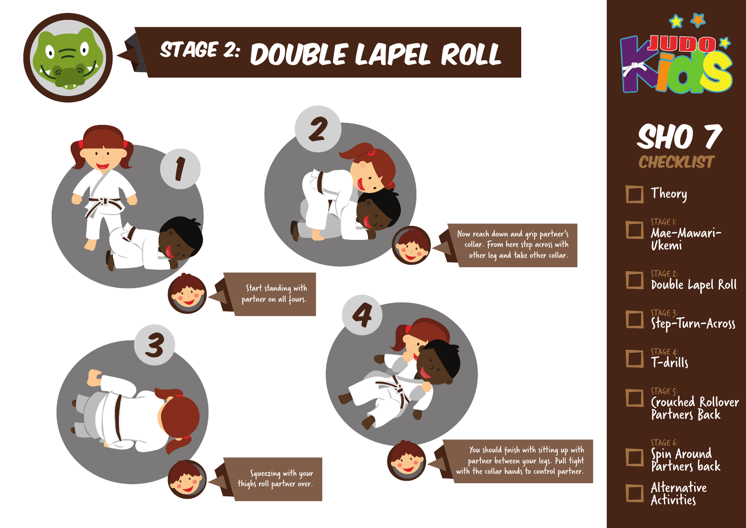# STAGE 2: DOUBLE LAPEL ROLL

1. Start standing with partner on all fours.

2. Now reach down and grip partner's collar. From here step across with other leg and take other collar.

3. Squeezing with your thighs roll partner over.

4. You should finish with sitting up with partner between your legs. Pull tight with the collar hands to control partner.

## SHO 7 CHECKLIST

- [ ] Theory
- [ ] STAGE 1: Mae-Mawari-Ukemi
- [ ] STAGE 2: Double Lapel Roll
- [ ] STAGE 3: Step-Turn-Across
- [ ] STAGE 4: T-drills
- [ ] STAGE 5: Crouched Rollover Partners Back
- [ ] STAGE 6: Spin Around Partners back
- [ ] Alternative Activities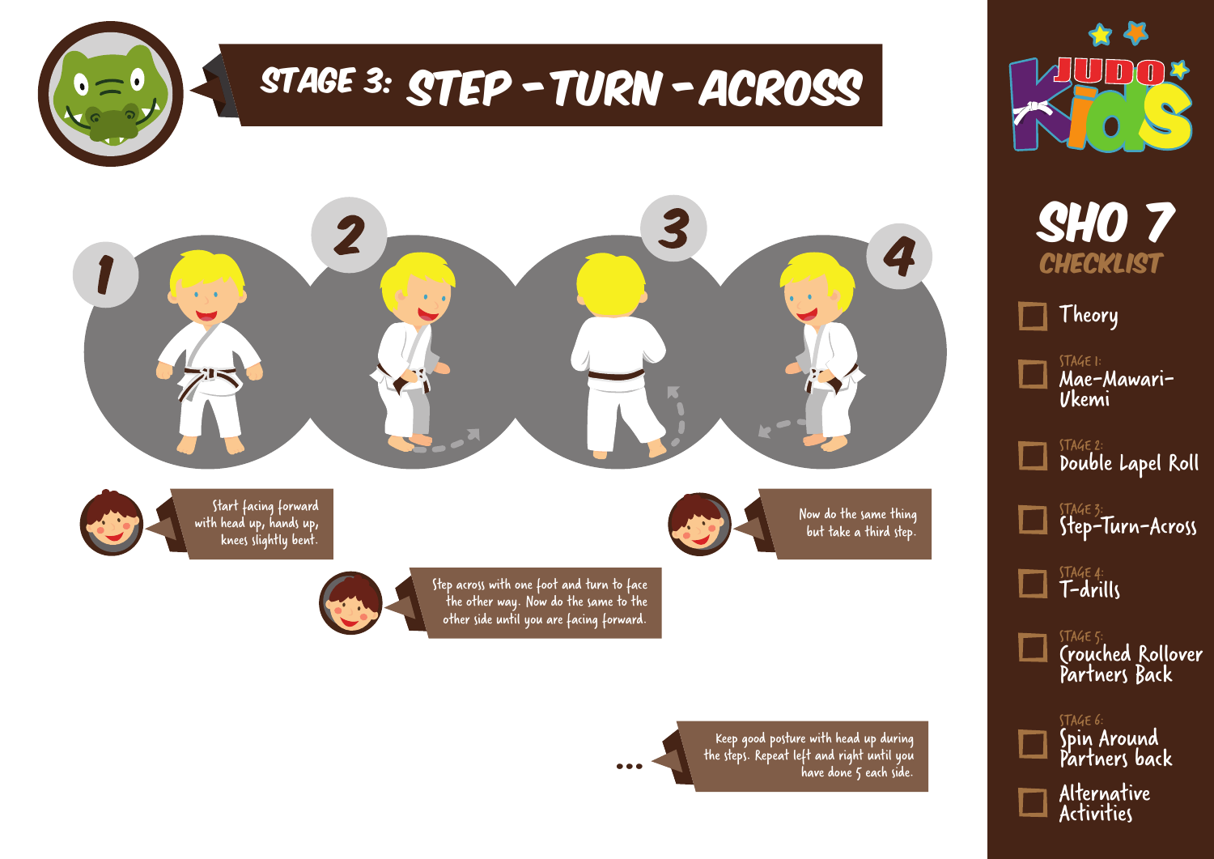# STAGE 3: STEP - TURN - ACROSS

1

2

3

4

Start facing forward with head up, hands up, knees slightly bent.

Step across with one foot and turn to face the other way. Now do the same to the other side until you are facing forward.

Now do the same thing but take a third step.

Keep good posture with head up during the steps. Repeat left and right until you have done 5 each side.

## SHO 7 CHECKLIST

- [ ] Theory
- [ ] STAGE 1: Mae-Mawari-Ukemi
- [ ] STAGE 2: Double Lapel Roll
- [ ] STAGE 3: Step-Turn-Across
- [ ] STAGE 4: T-drills
- [ ] STAGE 5: Crouched Rollover Partners Back
- [ ] STAGE 6: Spin Around Partners back
- [ ] Alternative Activities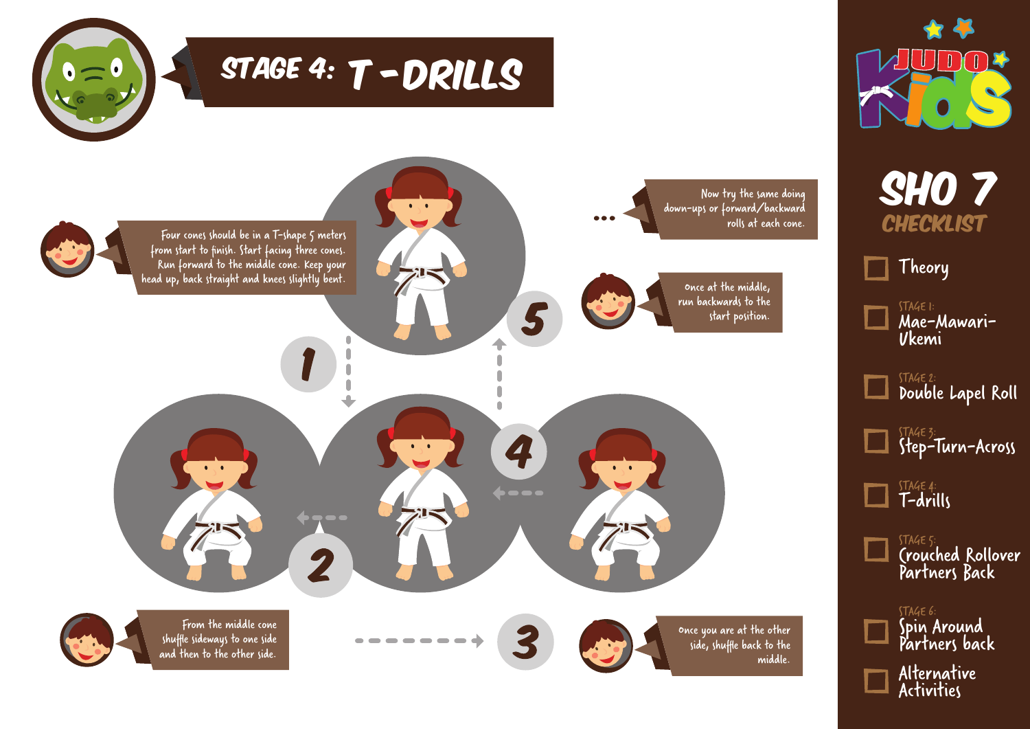# STAGE 4: T-DRILLS

1. Four cones should be in a T-shape 5 meters from start to finish. Start facing three cones. Run forward to the middle cone. Keep your head up, back straight and knees slightly bent.

2. From the middle cone shuffle sideways to one side and then to the other side.

3. Once you are at the other side, shuffle back to the middle.

4. Once at the middle, run backwards to the start position.

5. Now try the same doing down-ups or forward/backward rolls at each cone.

## SHO 7 CHECKLIST

- [ ] Theory
- [ ] STAGE 1: Mae-Mawari-Ukemi
- [ ] STAGE 2: Double Lapel Roll
- [ ] STAGE 3: Step-Turn-Across
- [ ] STAGE 4: T-drills
- [ ] STAGE 5: Crouched Rollover Partners Back
- [ ] STAGE 6: Spin Around Partners back
- [ ] Alternative Activities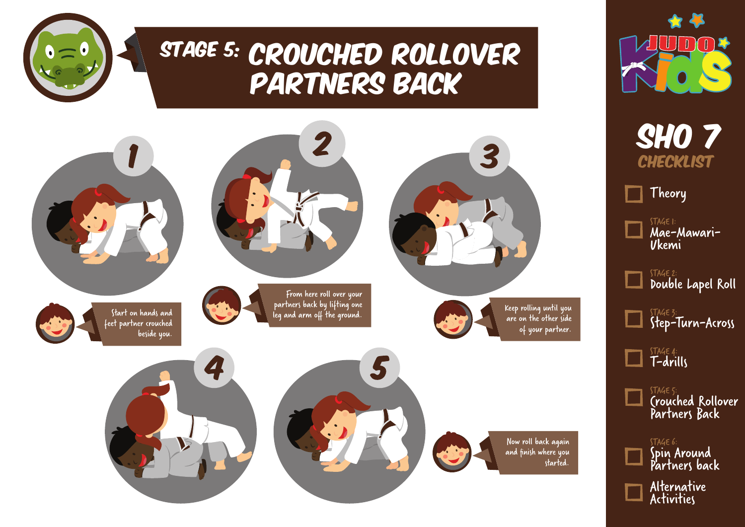# STAGE 5: CROUCHED ROLLOVER PARTNERS BACK

1. Start on hands and feet partner crouched beside you.

2. From here roll over your partners back by lifting one leg and arm off the ground.

3. Keep rolling until you are on the other side of your partner.

4. 

5. Now roll back again and finish where you started.

## JUDO Kids

## SHO 7 CHECKLIST

- ☐ Theory
- ☐ STAGE 1: Mae-Mawari-Ukemi
- ☐ STAGE 2: Double Lapel Roll
- ☐ STAGE 3: Step-Turn-Across
- ☐ STAGE 4: T-drills
- ☐ STAGE 5: Crouched Rollover Partners Back
- ☐ STAGE 6: Spin Around Partners back
- ☐ Alternative Activities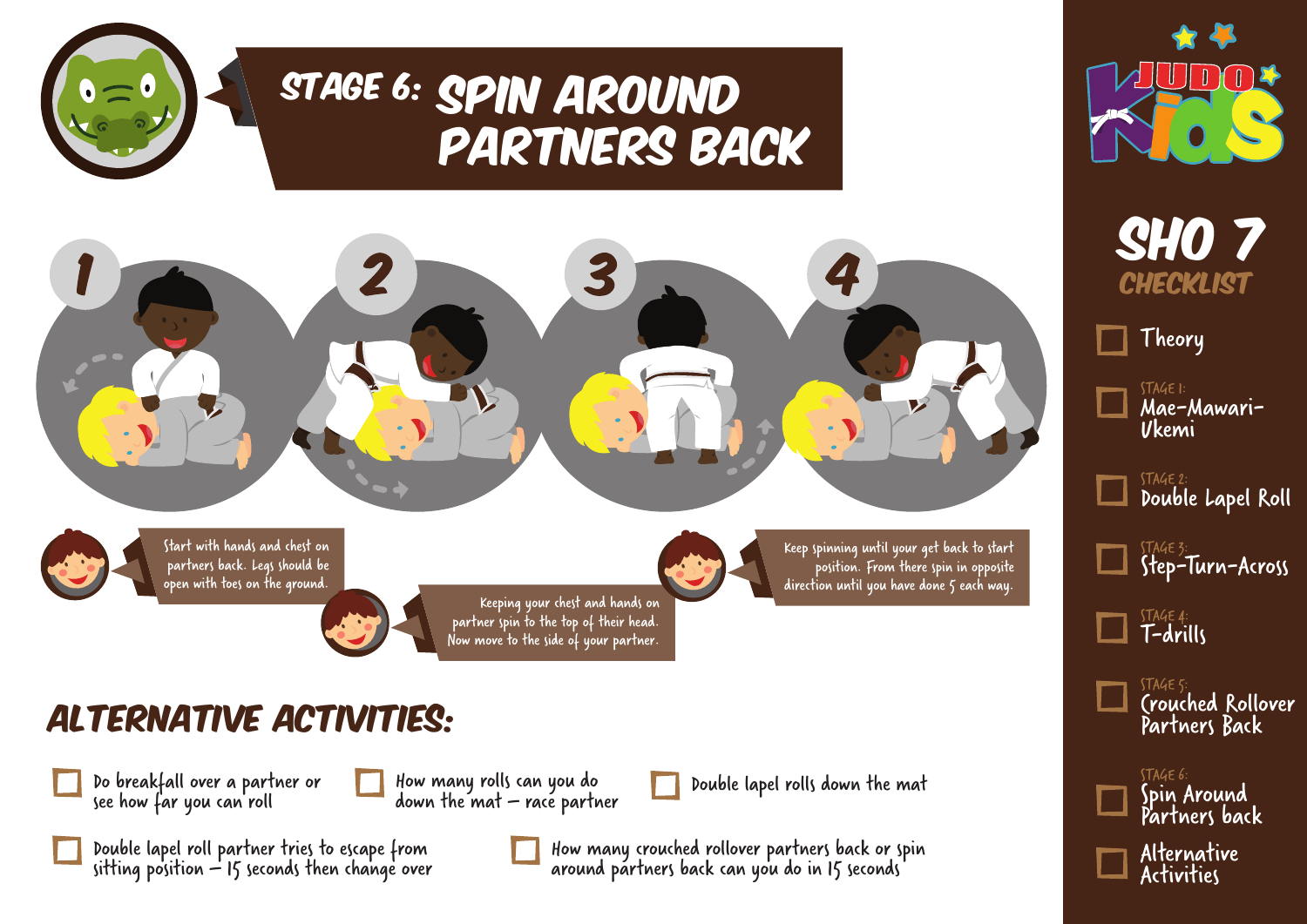# STAGE 6: SPIN AROUND PARTNERS BACK

1

2

3

4

Start with hands and chest on partners back. Legs should be open with toes on the ground.

Keeping your chest and hands on partner spin to the top of their head. Now move to the side of your partner.

Keep spinning until your get back to start position. From there spin in opposite direction until you have done 5 each way.

## ALTERNATIVE ACTIVITIES:

- [ ] Do breakfall over a partner or see how far you can roll
- [ ] How many rolls can you do down the mat – race partner
- [ ] Double lapel rolls down the mat
- [ ] Double lapel roll partner tries to escape from sitting position – 15 seconds then change over
- [ ] How many crouched rollover partners back or spin around partners back can you do in 15 seconds

JUDO Kids

## SHO 7 CHECKLIST

- [ ] Theory
- [ ] STAGE 1: Mae-Mawari-Ukemi
- [ ] STAGE 2: Double Lapel Roll
- [ ] STAGE 3: Step-Turn-Across
- [ ] STAGE 4: T-drills
- [ ] STAGE 5: Crouched Rollover Partners Back
- [ ] STAGE 6: Spin Around Partners back
- [ ] Alternative Activities